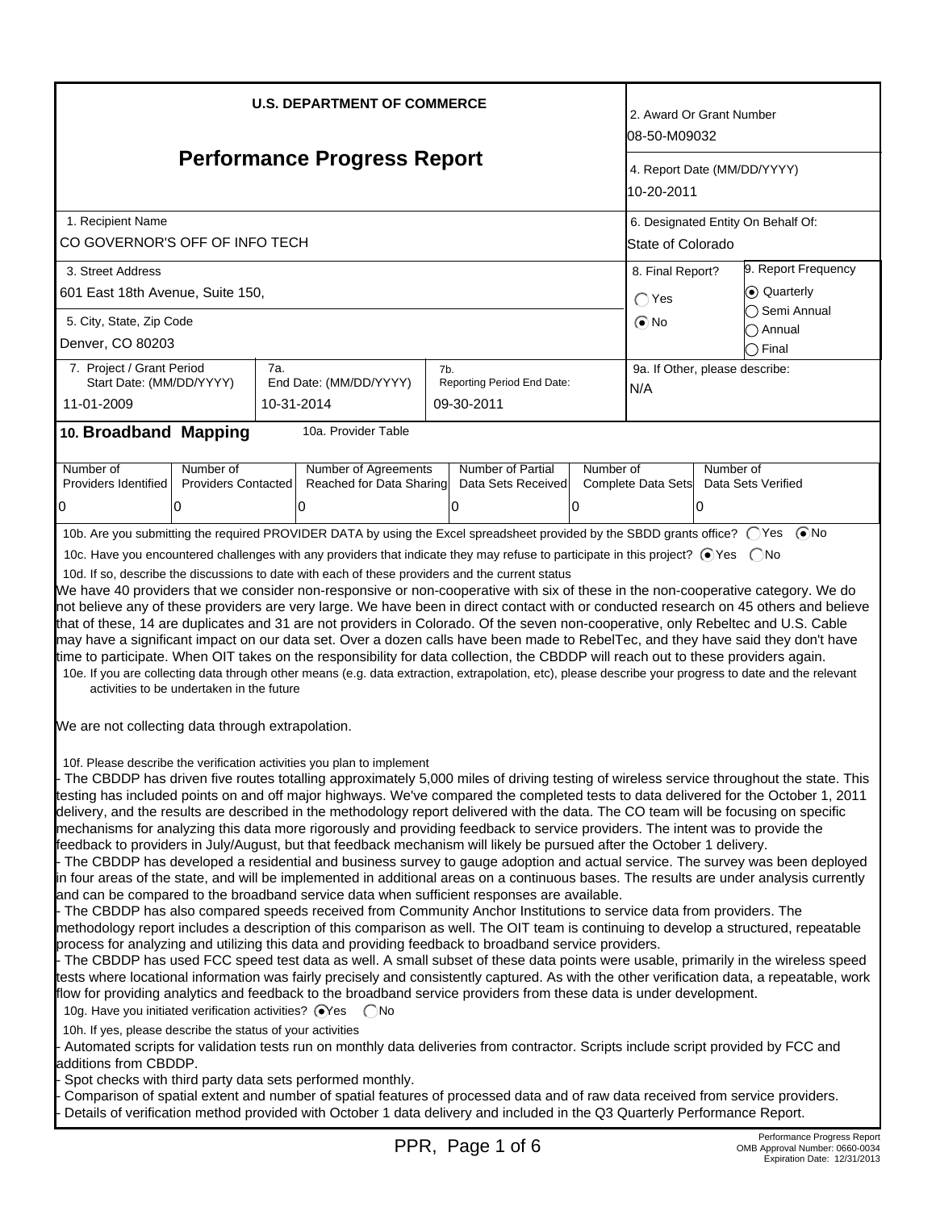**U.S. DEPARTMENT OF COMMERCE**

# Performance Progress Report

| | |
|---|---|
| 2. Award Or Grant Number | 08-50-M09032 |
| 4. Report Date (MM/DD/YYYY) | 10-20-2011 |
| 1. Recipient Name | CO GOVERNOR'S OFF OF INFO TECH |
| 6. Designated Entity On Behalf Of: | State of Colorado |
| 3. Street Address | 601 East 18th Avenue, Suite 150, |
| 5. City, State, Zip Code | Denver, CO 80203 |
| 8. Final Report? | ◯ Yes ⦿ No |
| 9. Report Frequency | ⦿ Quarterly ◯ Semi Annual ◯ Annual ◯ Final |
| 7. Project / Grant Period Start Date: (MM/DD/YYYY) | 11-01-2009 |
| 7a. End Date: (MM/DD/YYYY) | 10-31-2014 |
| 7b. Reporting Period End Date: | 09-30-2011 |
| 9a. If Other, please describe: | N/A |

## 10. Broadband Mapping

10a. Provider Table

| Number of Providers Identified | Number of Providers Contacted | Number of Agreements Reached for Data Sharing | Number of Partial Data Sets Received | Number of Complete Data Sets | Number of Data Sets Verified |
|---|---|---|---|---|---|
| 0 | 0 | 0 | 0 | 0 | 0 |

10b. Are you submitting the required PROVIDER DATA by using the Excel spreadsheet provided by the SBDD grants office? ◯ Yes ⦿ No

10c. Have you encountered challenges with any providers that indicate they may refuse to participate in this project? ⦿ Yes ◯ No

10d. If so, describe the discussions to date with each of these providers and the current status

We have 40 providers that we consider non-responsive or non-cooperative with six of these in the non-cooperative category. We do not believe any of these providers are very large. We have been in direct contact with or conducted research on 45 others and believe that of these, 14 are duplicates and 31 are not providers in Colorado. Of the seven non-cooperative, only Rebeltec and U.S. Cable may have a significant impact on our data set. Over a dozen calls have been made to RebelTec, and they have said they don't have time to participate. When OIT takes on the responsibility for data collection, the CBDDP will reach out to these providers again.

10e. If you are collecting data through other means (e.g. data extraction, extrapolation, etc), please describe your progress to date and the relevant activities to be undertaken in the future

We are not collecting data through extrapolation.

10f. Please describe the verification activities you plan to implement

- The CBDDP has driven five routes totalling approximately 5,000 miles of driving testing of wireless service throughout the state. This testing has included points on and off major highways. We've compared the completed tests to data delivered for the October 1, 2011 delivery, and the results are described in the methodology report delivered with the data. The CO team will be focusing on specific mechanisms for analyzing this data more rigorously and providing feedback to service providers. The intent was to provide the feedback to providers in July/August, but that feedback mechanism will likely be pursued after the October 1 delivery.
- The CBDDP has developed a residential and business survey to gauge adoption and actual service. The survey was been deployed in four areas of the state, and will be implemented in additional areas on a continuous bases. The results are under analysis currently and can be compared to the broadband service data when sufficient responses are available.
- The CBDDP has also compared speeds received from Community Anchor Institutions to service data from providers. The methodology report includes a description of this comparison as well. The OIT team is continuing to develop a structured, repeatable process for analyzing and utilizing this data and providing feedback to broadband service providers.
- The CBDDP has used FCC speed test data as well. A small subset of these data points were usable, primarily in the wireless speed tests where locational information was fairly precisely and consistently captured. As with the other verification data, a repeatable, work flow for providing analytics and feedback to the broadband service providers from these data is under development.

10g. Have you initiated verification activities? ⦿ Yes ◯ No

10h. If yes, please describe the status of your activities

- Automated scripts for validation tests run on monthly data deliveries from contractor. Scripts include script provided by FCC and additions from CBDDP.
- Spot checks with third party data sets performed monthly.
- Comparison of spatial extent and number of spatial features of processed data and of raw data received from service providers.
- Details of verification method provided with October 1 data delivery and included in the Q3 Quarterly Performance Report.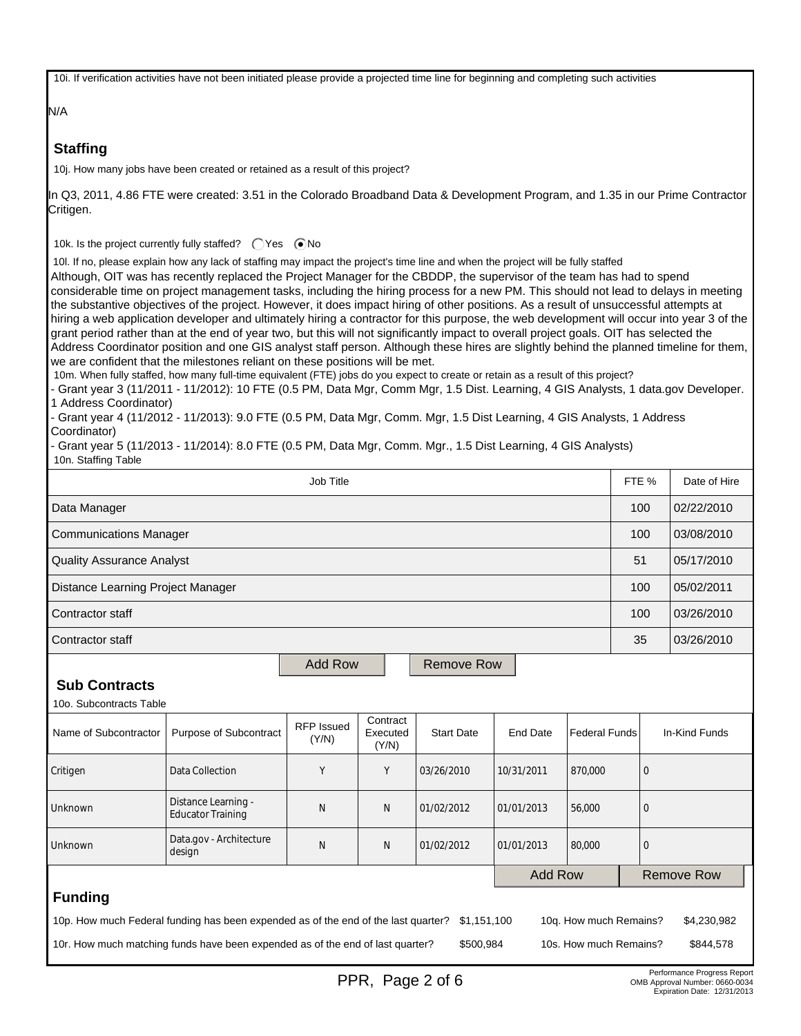10i. If verification activities have not been initiated please provide a projected time line for beginning and completing such activities

N/A

## Staffing

10j. How many jobs have been created or retained as a result of this project?

In Q3, 2011, 4.86 FTE were created: 3.51 in the Colorado Broadband Data & Development Program, and 1.35 in our Prime Contractor Critigen.

10k. Is the project currently fully staffed? ◯ Yes ◉ No

10l. If no, please explain how any lack of staffing may impact the project's time line and when the project will be fully staffed

Although, OIT was has recently replaced the Project Manager for the CBDDP, the supervisor of the team has had to spend considerable time on project management tasks, including the hiring process for a new PM. This should not lead to delays in meeting the substantive objectives of the project. However, it does impact hiring of other positions. As a result of unsuccessful attempts at hiring a web application developer and ultimately hiring a contractor for this purpose, the web development will occur into year 3 of the grant period rather than at the end of year two, but this will not significantly impact to overall project goals. OIT has selected the Address Coordinator position and one GIS analyst staff person. Although these hires are slightly behind the planned timeline for them, we are confident that the milestones reliant on these positions will be met.

10m. When fully staffed, how many full-time equivalent (FTE) jobs do you expect to create or retain as a result of this project?

- Grant year 3 (11/2011 - 11/2012): 10 FTE (0.5 PM, Data Mgr, Comm Mgr, 1.5 Dist. Learning, 4 GIS Analysts, 1 data.gov Developer. 1 Address Coordinator)
- Grant year 4 (11/2012 - 11/2013): 9.0 FTE (0.5 PM, Data Mgr, Comm. Mgr, 1.5 Dist Learning, 4 GIS Analysts, 1 Address Coordinator)
- Grant year 5 (11/2013 - 11/2014): 8.0 FTE (0.5 PM, Data Mgr, Comm. Mgr., 1.5 Dist Learning, 4 GIS Analysts)

10n. Staffing Table

| Job Title | FTE % | Date of Hire |
|---|---|---|
| Data Manager | 100 | 02/22/2010 |
| Communications Manager | 100 | 03/08/2010 |
| Quality Assurance Analyst | 51 | 05/17/2010 |
| Distance Learning Project Manager | 100 | 05/02/2011 |
| Contractor staff | 100 | 03/26/2010 |
| Contractor staff | 35 | 03/26/2010 |

## Sub Contracts

10o. Subcontracts Table

| Name of Subcontractor | Purpose of Subcontract | RFP Issued (Y/N) | Contract Executed (Y/N) | Start Date | End Date | Federal Funds | In-Kind Funds |
|---|---|---|---|---|---|---|---|
| Critigen | Data Collection | Y | Y | 03/26/2010 | 10/31/2011 | 870,000 | 0 |
| Unknown | Distance Learning - Educator Training | N | N | 01/02/2012 | 01/01/2013 | 56,000 | 0 |
| Unknown | Data.gov - Architecture design | N | N | 01/02/2012 | 01/01/2013 | 80,000 | 0 |

## Funding

10p. How much Federal funding has been expended as of the end of the last quarter? $1,151,100 | 10q. How much Remains? $4,230,982

10r. How much matching funds have been expended as of the end of last quarter? $500,984 | 10s. How much Remains? $844,578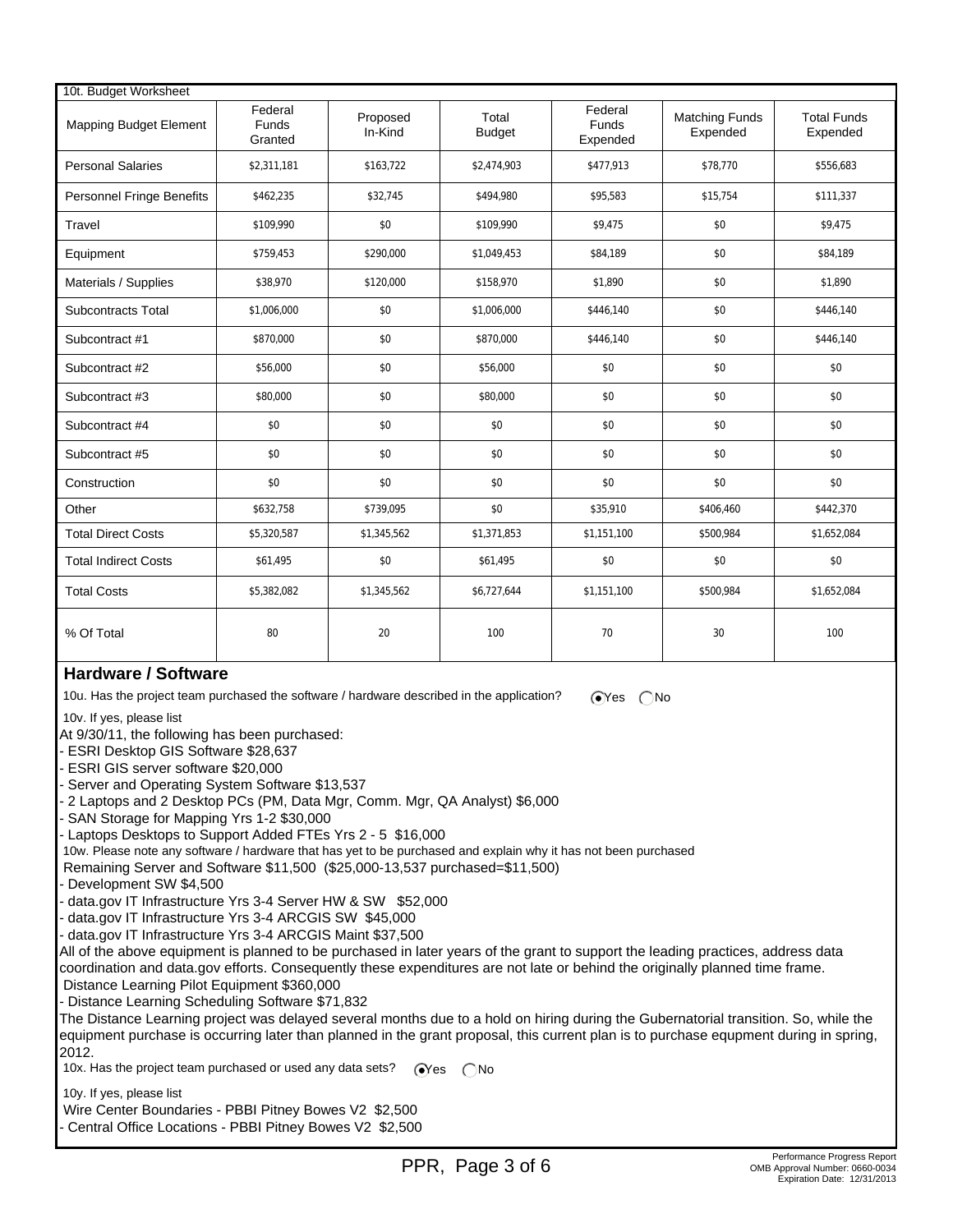10t. Budget Worksheet

| Mapping Budget Element | Federal Funds Granted | Proposed In-Kind | Total Budget | Federal Funds Expended | Matching Funds Expended | Total Funds Expended |
|---|---|---|---|---|---|---|
| Personal Salaries | $2,311,181 | $163,722 | $2,474,903 | $477,913 | $78,770 | $556,683 |
| Personnel Fringe Benefits | $462,235 | $32,745 | $494,980 | $95,583 | $15,754 | $111,337 |
| Travel | $109,990 | $0 | $109,990 | $9,475 | $0 | $9,475 |
| Equipment | $759,453 | $290,000 | $1,049,453 | $84,189 | $0 | $84,189 |
| Materials / Supplies | $38,970 | $120,000 | $158,970 | $1,890 | $0 | $1,890 |
| Subcontracts Total | $1,006,000 | $0 | $1,006,000 | $446,140 | $0 | $446,140 |
| Subcontract #1 | $870,000 | $0 | $870,000 | $446,140 | $0 | $446,140 |
| Subcontract #2 | $56,000 | $0 | $56,000 | $0 | $0 | $0 |
| Subcontract #3 | $80,000 | $0 | $80,000 | $0 | $0 | $0 |
| Subcontract #4 | $0 | $0 | $0 | $0 | $0 | $0 |
| Subcontract #5 | $0 | $0 | $0 | $0 | $0 | $0 |
| Construction | $0 | $0 | $0 | $0 | $0 | $0 |
| Other | $632,758 | $739,095 | $0 | $35,910 | $406,460 | $442,370 |
| Total Direct Costs | $5,320,587 | $1,345,562 | $1,371,853 | $1,151,100 | $500,984 | $1,652,084 |
| Total Indirect Costs | $61,495 | $0 | $61,495 | $0 | $0 | $0 |
| Total Costs | $5,382,082 | $1,345,562 | $6,727,644 | $1,151,100 | $500,984 | $1,652,084 |
| % Of Total | 80 | 20 | 100 | 70 | 30 | 100 |

## Hardware / Software

10u. Has the project team purchased the software / hardware described in the application? (•) Yes ( ) No

10v. If yes, please list

At 9/30/11, the following has been purchased:
- ESRI Desktop GIS Software $28,637
- ESRI GIS server software $20,000
- Server and Operating System Software $13,537
- 2 Laptops and 2 Desktop PCs (PM, Data Mgr, Comm. Mgr, QA Analyst) $6,000
- SAN Storage for Mapping Yrs 1-2 $30,000
- Laptops Desktops to Support Added FTEs Yrs 2 - 5 $16,000

10w. Please note any software / hardware that has yet to be purchased and explain why it has not been purchased

Remaining Server and Software $11,500 ($25,000-13,537 purchased=$11,500)
- Development SW $4,500
- data.gov IT Infrastructure Yrs 3-4 Server HW & SW $52,000
- data.gov IT Infrastructure Yrs 3-4 ARCGIS SW $45,000
- data.gov IT Infrastructure Yrs 3-4 ARCGIS Maint $37,500

All of the above equipment is planned to be purchased in later years of the grant to support the leading practices, address data coordination and data.gov efforts. Consequently these expenditures are not late or behind the originally planned time frame.

Distance Learning Pilot Equipment $360,000
- Distance Learning Scheduling Software $71,832

The Distance Learning project was delayed several months due to a hold on hiring during the Gubernatorial transition. So, while the equipment purchase is occurring later than planned in the grant proposal, this current plan is to purchase equpment during in spring, 2012.

10x. Has the project team purchased or used any data sets? (•) Yes ( ) No

10y. If yes, please list

Wire Center Boundaries - PBBI Pitney Bowes V2 $2,500
- Central Office Locations - PBBI Pitney Bowes V2 $2,500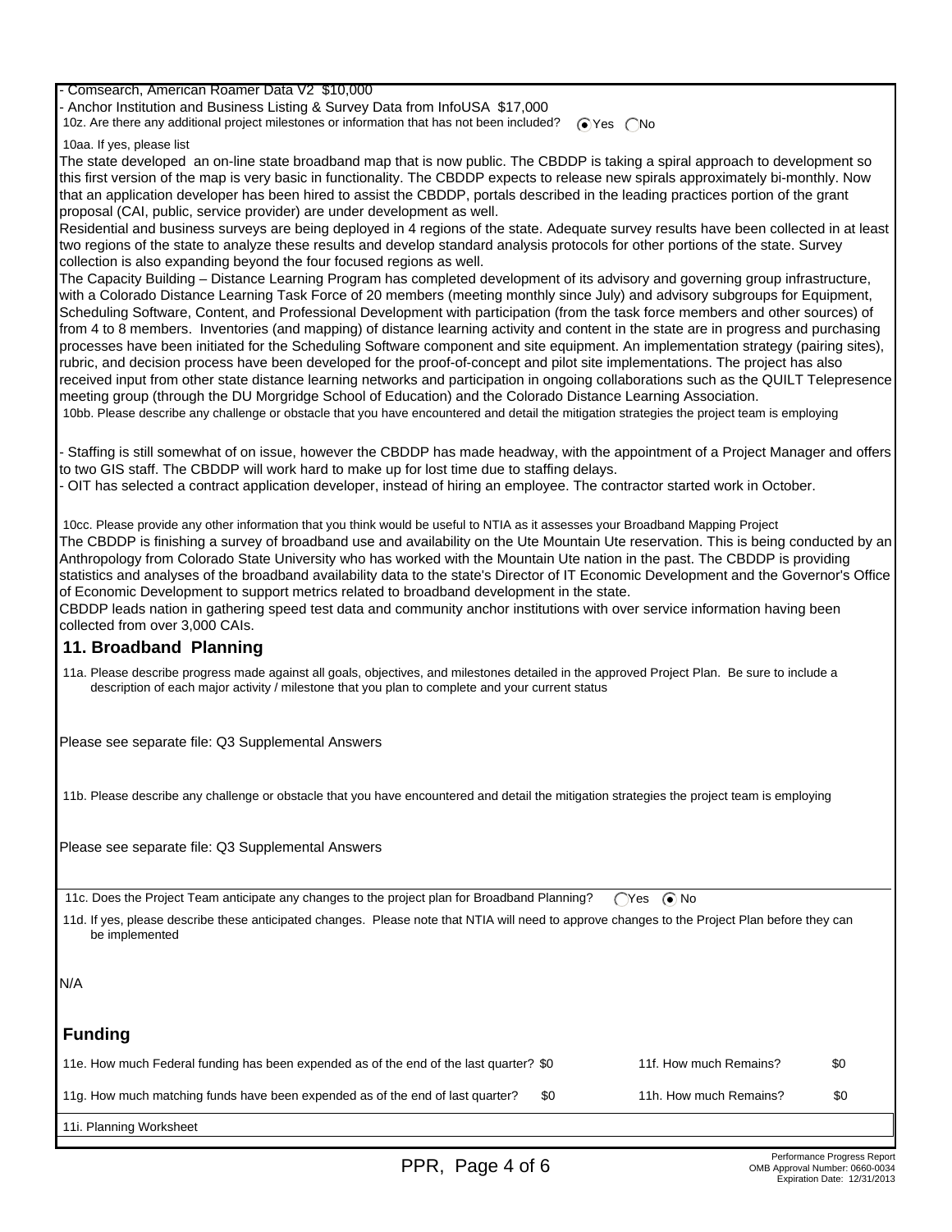- Comsearch, American Roamer Data V2 $10,000
- Anchor Institution and Business Listing & Survey Data from InfoUSA $17,000

10z. Are there any additional project milestones or information that has not been included? (•) Yes ( ) No

10aa. If yes, please list

The state developed an on-line state broadband map that is now public. The CBDDP is taking a spiral approach to development so this first version of the map is very basic in functionality. The CBDDP expects to release new spirals approximately bi-monthly. Now that an application developer has been hired to assist the CBDDP, portals described in the leading practices portion of the grant proposal (CAI, public, service provider) are under development as well.

Residential and business surveys are being deployed in 4 regions of the state. Adequate survey results have been collected in at least two regions of the state to analyze these results and develop standard analysis protocols for other portions of the state. Survey collection is also expanding beyond the four focused regions as well.

The Capacity Building – Distance Learning Program has completed development of its advisory and governing group infrastructure, with a Colorado Distance Learning Task Force of 20 members (meeting monthly since July) and advisory subgroups for Equipment, Scheduling Software, Content, and Professional Development with participation (from the task force members and other sources) of from 4 to 8 members. Inventories (and mapping) of distance learning activity and content in the state are in progress and purchasing processes have been initiated for the Scheduling Software component and site equipment. An implementation strategy (pairing sites), rubric, and decision process have been developed for the proof-of-concept and pilot site implementations. The project has also received input from other state distance learning networks and participation in ongoing collaborations such as the QUILT Telepresence meeting group (through the DU Morgridge School of Education) and the Colorado Distance Learning Association.

10bb. Please describe any challenge or obstacle that you have encountered and detail the mitigation strategies the project team is employing

- Staffing is still somewhat of on issue, however the CBDDP has made headway, with the appointment of a Project Manager and offers to two GIS staff. The CBDDP will work hard to make up for lost time due to staffing delays.
- OIT has selected a contract application developer, instead of hiring an employee. The contractor started work in October.

10cc. Please provide any other information that you think would be useful to NTIA as it assesses your Broadband Mapping Project

The CBDDP is finishing a survey of broadband use and availability on the Ute Mountain Ute reservation. This is being conducted by an Anthropology from Colorado State University who has worked with the Mountain Ute nation in the past. The CBDDP is providing statistics and analyses of the broadband availability data to the state's Director of IT Economic Development and the Governor's Office of Economic Development to support metrics related to broadband development in the state.

CBDDP leads nation in gathering speed test data and community anchor institutions with over service information having been collected from over 3,000 CAIs.

## 11. Broadband Planning

11a. Please describe progress made against all goals, objectives, and milestones detailed in the approved Project Plan. Be sure to include a description of each major activity / milestone that you plan to complete and your current status

Please see separate file: Q3 Supplemental Answers

11b. Please describe any challenge or obstacle that you have encountered and detail the mitigation strategies the project team is employing

Please see separate file: Q3 Supplemental Answers

11c. Does the Project Team anticipate any changes to the project plan for Broadband Planning? ( ) Yes (•) No

11d. If yes, please describe these anticipated changes. Please note that NTIA will need to approve changes to the Project Plan before they can be implemented

N/A

## Funding

11e. How much Federal funding has been expended as of the end of the last quarter? $0 | 11f. How much Remains? $0

11g. How much matching funds have been expended as of the end of last quarter? $0 | 11h. How much Remains? $0

11i. Planning Worksheet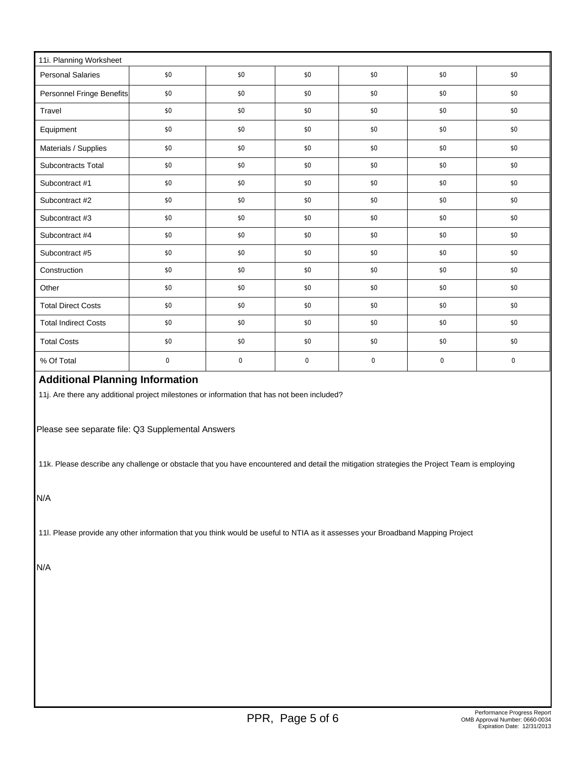| 11i. Planning Worksheet | | | | | | |
|---|---|---|---|---|---|---|
| Personal Salaries | $0 | $0 | $0 | $0 | $0 | $0 |
| Personnel Fringe Benefits | $0 | $0 | $0 | $0 | $0 | $0 |
| Travel | $0 | $0 | $0 | $0 | $0 | $0 |
| Equipment | $0 | $0 | $0 | $0 | $0 | $0 |
| Materials / Supplies | $0 | $0 | $0 | $0 | $0 | $0 |
| Subcontracts Total | $0 | $0 | $0 | $0 | $0 | $0 |
| Subcontract #1 | $0 | $0 | $0 | $0 | $0 | $0 |
| Subcontract #2 | $0 | $0 | $0 | $0 | $0 | $0 |
| Subcontract #3 | $0 | $0 | $0 | $0 | $0 | $0 |
| Subcontract #4 | $0 | $0 | $0 | $0 | $0 | $0 |
| Subcontract #5 | $0 | $0 | $0 | $0 | $0 | $0 |
| Construction | $0 | $0 | $0 | $0 | $0 | $0 |
| Other | $0 | $0 | $0 | $0 | $0 | $0 |
| Total Direct Costs | $0 | $0 | $0 | $0 | $0 | $0 |
| Total Indirect Costs | $0 | $0 | $0 | $0 | $0 | $0 |
| Total Costs | $0 | $0 | $0 | $0 | $0 | $0 |
| % Of Total | 0 | 0 | 0 | 0 | 0 | 0 |

## Additional Planning Information

11j. Are there any additional project milestones or information that has not been included?

Please see separate file: Q3 Supplemental Answers

11k. Please describe any challenge or obstacle that you have encountered and detail the mitigation strategies the Project Team is employing

N/A

11l. Please provide any other information that you think would be useful to NTIA as it assesses your Broadband Mapping Project

N/A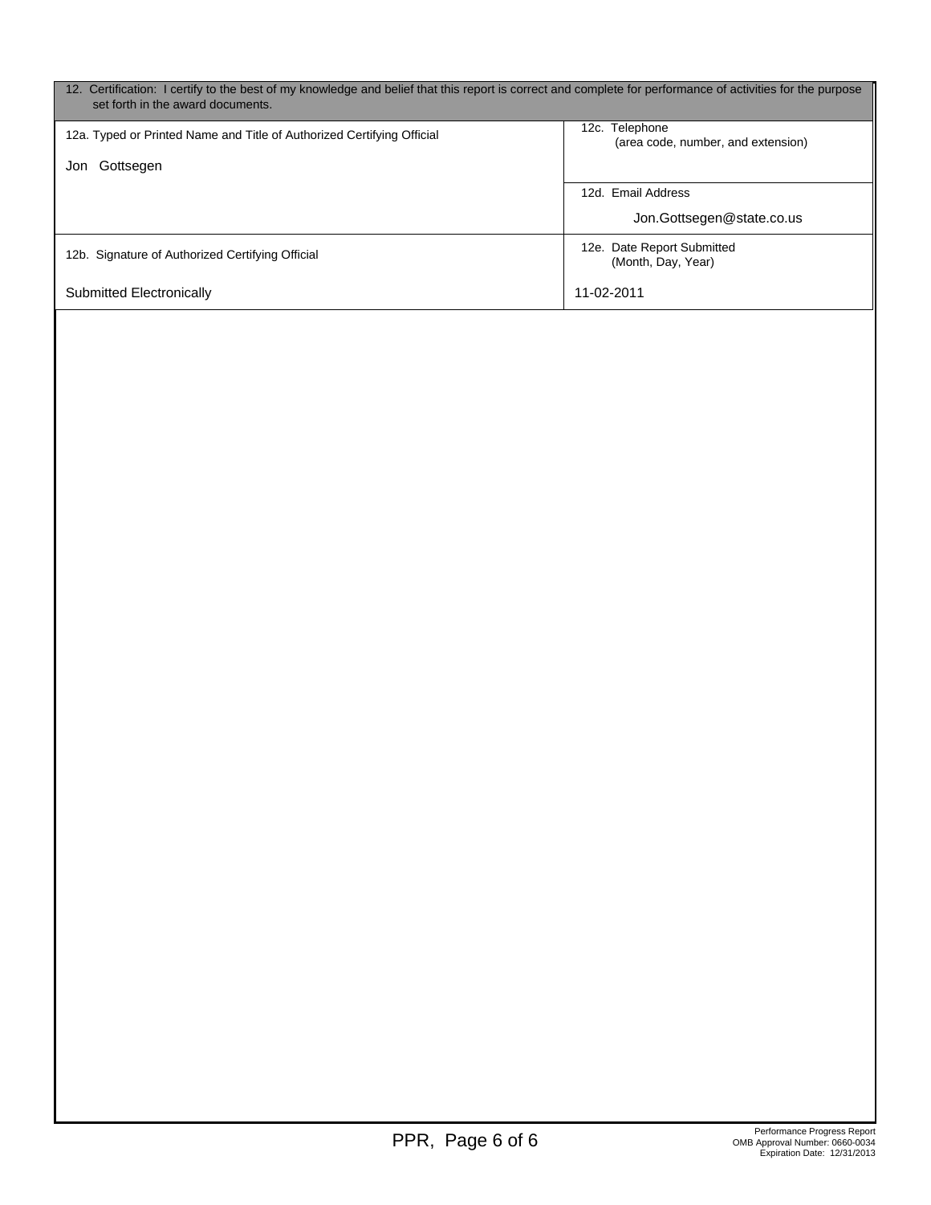12. Certification: I certify to the best of my knowledge and belief that this report is correct and complete for performance of activities for the purpose set forth in the award documents.

| | |
|---|---|
| 12a. Typed or Printed Name and Title of Authorized Certifying Official<br><br>Jon Gottsegen | 12c. Telephone (area code, number, and extension)<br><br>12d. Email Address<br><br>Jon.Gottsegen@state.co.us |
| 12b. Signature of Authorized Certifying Official<br><br>Submitted Electronically | 12e. Date Report Submitted (Month, Day, Year)<br><br>11-02-2011 |

Performance Progress Report
OMB Approval Number: 0660-0034
Expiration Date: 12/31/2013